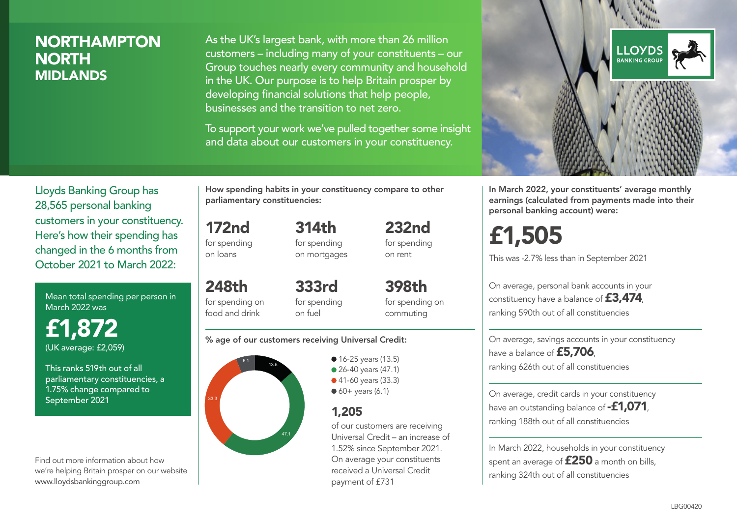# NORTHAMPTON NORTH
## MIDLANDS

As the UK's largest bank, with more than 26 million customers – including many of your constituents – our Group touches nearly every community and household in the UK. Our purpose is to help Britain prosper by developing financial solutions that help people, businesses and the transition to net zero.

To support your work we've pulled together some insight and data about our customers in your constituency.

LLOYDS BANKING GROUP

Lloyds Banking Group has 28,565 personal banking customers in your constituency. Here's how their spending has changed in the 6 months from October 2021 to March 2022:

Mean total spending per person in March 2022 was

**£1,872**
(UK average: £2,059)

This ranks 519th out of all parliamentary constituencies, a 1.75% change compared to September 2021

Find out more information about how we're helping Britain prosper on our website www.lloydsbankinggroup.com

How spending habits in your constituency compare to other parliamentary constituencies:

**172nd** for spending on loans

**314th** for spending on mortgages

**232nd** for spending on rent

**248th** for spending on food and drink

**333rd** for spending on fuel

**398th** for spending on commuting

% age of our customers receiving Universal Credit:

- 16-25 years (13.5)
- 26-40 years (47.1)
- 41-60 years (33.3)
- 60+ years (6.1)

**1,205** of our customers are receiving Universal Credit – an increase of 1.52% since September 2021. On average your constituents received a Universal Credit payment of £731

In March 2022, your constituents' average monthly earnings (calculated from payments made into their personal banking account) were:

**£1,505**

This was -2.7% less than in September 2021

On average, personal bank accounts in your constituency have a balance of **£3,474**, ranking 590th out of all constituencies

On average, savings accounts in your constituency have a balance of **£5,706**, ranking 626th out of all constituencies

On average, credit cards in your constituency have an outstanding balance of **-£1,071**, ranking 188th out of all constituencies

In March 2022, households in your constituency spent an average of **£250** a month on bills, ranking 324th out of all constituencies

LBG00420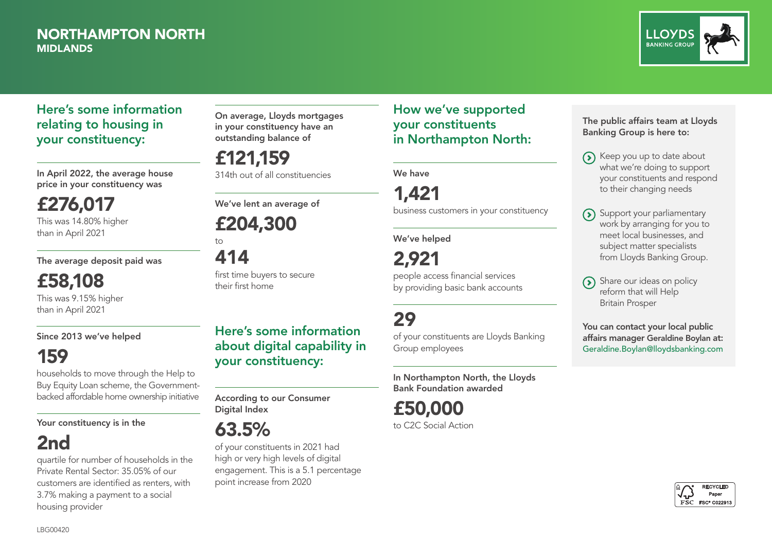# NORTHAMPTON NORTH
## MIDLANDS

LLOYDS BANKING GROUP

## Here's some information relating to housing in your constituency:

**In April 2022, the average house price in your constituency was**

**£276,017**

This was 14.80% higher than in April 2021

**The average deposit paid was**

**£58,108**

This was 9.15% higher than in April 2021

**Since 2013 we've helped**

**159**

households to move through the Help to Buy Equity Loan scheme, the Government-backed affordable home ownership initiative

**Your constituency is in the**

**2nd**

quartile for number of households in the Private Rental Sector: 35.05% of our customers are identified as renters, with 3.7% making a payment to a social housing provider

**On average, Lloyds mortgages in your constituency have an outstanding balance of**

**£121,159**

314th out of all constituencies

**We've lent an average of**

**£204,300**

to

**414**

first time buyers to secure their first home

## Here's some information about digital capability in your constituency:

**According to our Consumer Digital Index**

**63.5%**

of your constituents in 2021 had high or very high levels of digital engagement. This is a 5.1 percentage point increase from 2020

## How we've supported your constituents in Northampton North:

**We have**

**1,421**

business customers in your constituency

**We've helped**

**2,921**

people access financial services by providing basic bank accounts

**29**

of your constituents are Lloyds Banking Group employees

**In Northampton North, the Lloyds Bank Foundation awarded**

**£50,000**

to C2C Social Action

**The public affairs team at Lloyds Banking Group is here to:**

- Keep you up to date about what we're doing to support your constituents and respond to their changing needs
- Support your parliamentary work by arranging for you to meet local businesses, and subject matter specialists from Lloyds Banking Group.
- Share our ideas on policy reform that will Help Britain Prosper

**You can contact your local public affairs manager Geraldine Boylan at:**
Geraldine.Boylan@lloydsbanking.com

RECYCLED Paper FSC® C022913

LBG00420